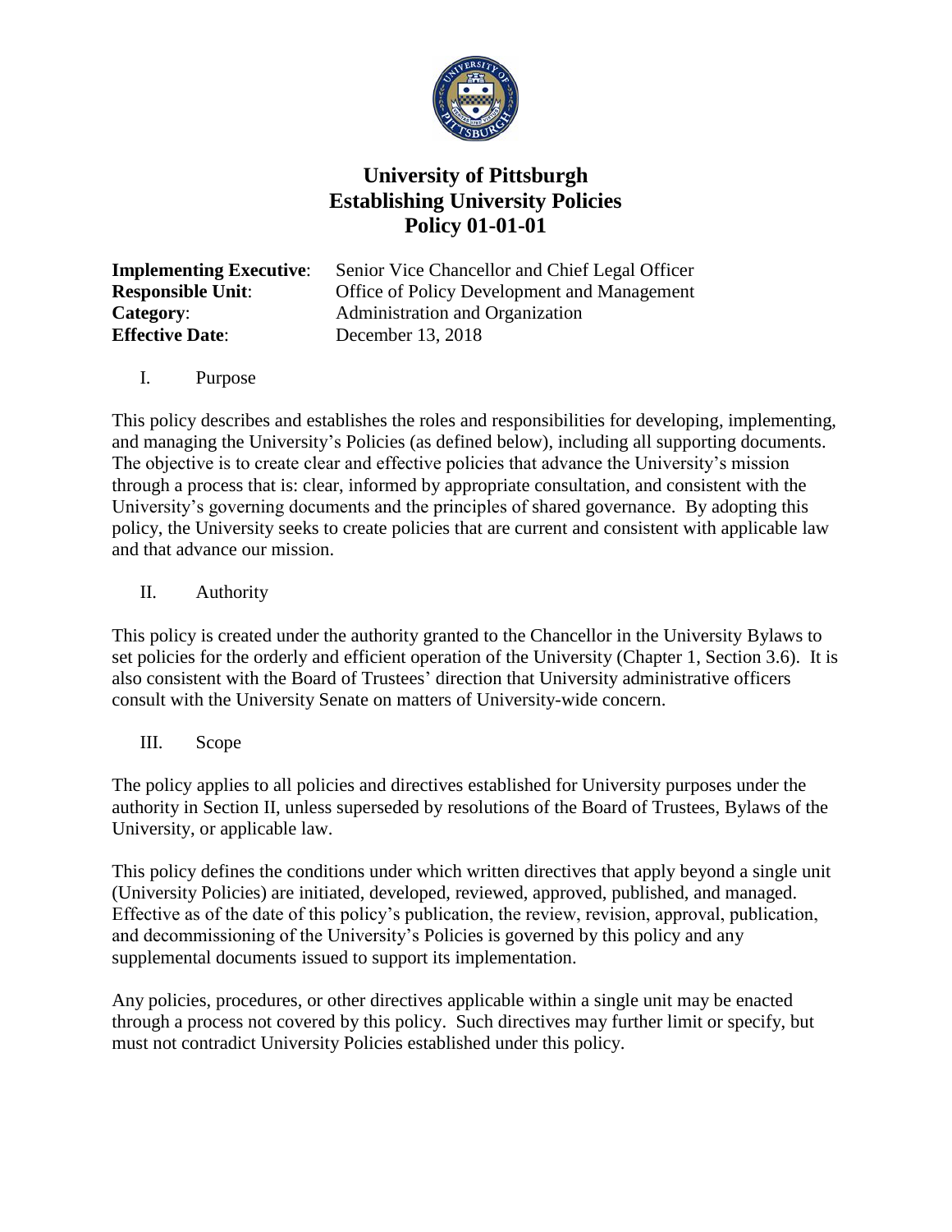# University of Pittsburgh
# Establishing University Policies
# Policy 01-01-01

**Implementing Executive**: Senior Vice Chancellor and Chief Legal Officer
**Responsible Unit**: Office of Policy Development and Management
**Category**: Administration and Organization
**Effective Date**: December 13, 2018

## I. Purpose

This policy describes and establishes the roles and responsibilities for developing, implementing, and managing the University's Policies (as defined below), including all supporting documents. The objective is to create clear and effective policies that advance the University's mission through a process that is: clear, informed by appropriate consultation, and consistent with the University's governing documents and the principles of shared governance. By adopting this policy, the University seeks to create policies that are current and consistent with applicable law and that advance our mission.

## II. Authority

This policy is created under the authority granted to the Chancellor in the University Bylaws to set policies for the orderly and efficient operation of the University (Chapter 1, Section 3.6). It is also consistent with the Board of Trustees' direction that University administrative officers consult with the University Senate on matters of University-wide concern.

## III. Scope

The policy applies to all policies and directives established for University purposes under the authority in Section II, unless superseded by resolutions of the Board of Trustees, Bylaws of the University, or applicable law.

This policy defines the conditions under which written directives that apply beyond a single unit (University Policies) are initiated, developed, reviewed, approved, published, and managed. Effective as of the date of this policy's publication, the review, revision, approval, publication, and decommissioning of the University's Policies is governed by this policy and any supplemental documents issued to support its implementation.

Any policies, procedures, or other directives applicable within a single unit may be enacted through a process not covered by this policy. Such directives may further limit or specify, but must not contradict University Policies established under this policy.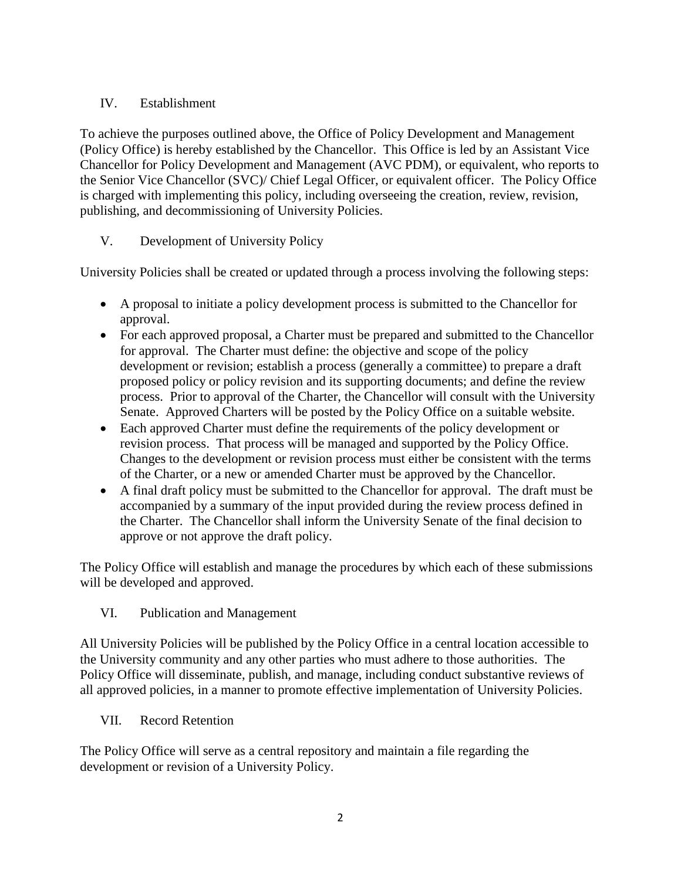## IV. Establishment

To achieve the purposes outlined above, the Office of Policy Development and Management (Policy Office) is hereby established by the Chancellor. This Office is led by an Assistant Vice Chancellor for Policy Development and Management (AVC PDM), or equivalent, who reports to the Senior Vice Chancellor (SVC)/ Chief Legal Officer, or equivalent officer. The Policy Office is charged with implementing this policy, including overseeing the creation, review, revision, publishing, and decommissioning of University Policies.

## V. Development of University Policy

University Policies shall be created or updated through a process involving the following steps:

- A proposal to initiate a policy development process is submitted to the Chancellor for approval.
- For each approved proposal, a Charter must be prepared and submitted to the Chancellor for approval. The Charter must define: the objective and scope of the policy development or revision; establish a process (generally a committee) to prepare a draft proposed policy or policy revision and its supporting documents; and define the review process. Prior to approval of the Charter, the Chancellor will consult with the University Senate. Approved Charters will be posted by the Policy Office on a suitable website.
- Each approved Charter must define the requirements of the policy development or revision process. That process will be managed and supported by the Policy Office. Changes to the development or revision process must either be consistent with the terms of the Charter, or a new or amended Charter must be approved by the Chancellor.
- A final draft policy must be submitted to the Chancellor for approval. The draft must be accompanied by a summary of the input provided during the review process defined in the Charter. The Chancellor shall inform the University Senate of the final decision to approve or not approve the draft policy.

The Policy Office will establish and manage the procedures by which each of these submissions will be developed and approved.

## VI. Publication and Management

All University Policies will be published by the Policy Office in a central location accessible to the University community and any other parties who must adhere to those authorities. The Policy Office will disseminate, publish, and manage, including conduct substantive reviews of all approved policies, in a manner to promote effective implementation of University Policies.

## VII. Record Retention

The Policy Office will serve as a central repository and maintain a file regarding the development or revision of a University Policy.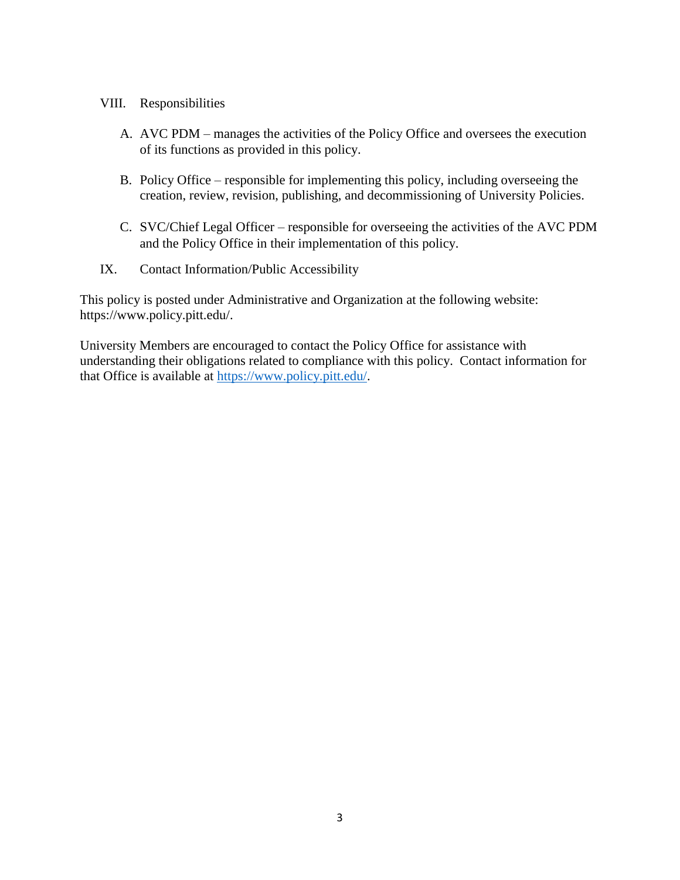## VIII. Responsibilities

A. AVC PDM – manages the activities of the Policy Office and oversees the execution of its functions as provided in this policy.

B. Policy Office – responsible for implementing this policy, including overseeing the creation, review, revision, publishing, and decommissioning of University Policies.

C. SVC/Chief Legal Officer – responsible for overseeing the activities of the AVC PDM and the Policy Office in their implementation of this policy.

## IX. Contact Information/Public Accessibility

This policy is posted under Administrative and Organization at the following website: https://www.policy.pitt.edu/.

University Members are encouraged to contact the Policy Office for assistance with understanding their obligations related to compliance with this policy. Contact information for that Office is available at [https://www.policy.pitt.edu/](https://www.policy.pitt.edu/).